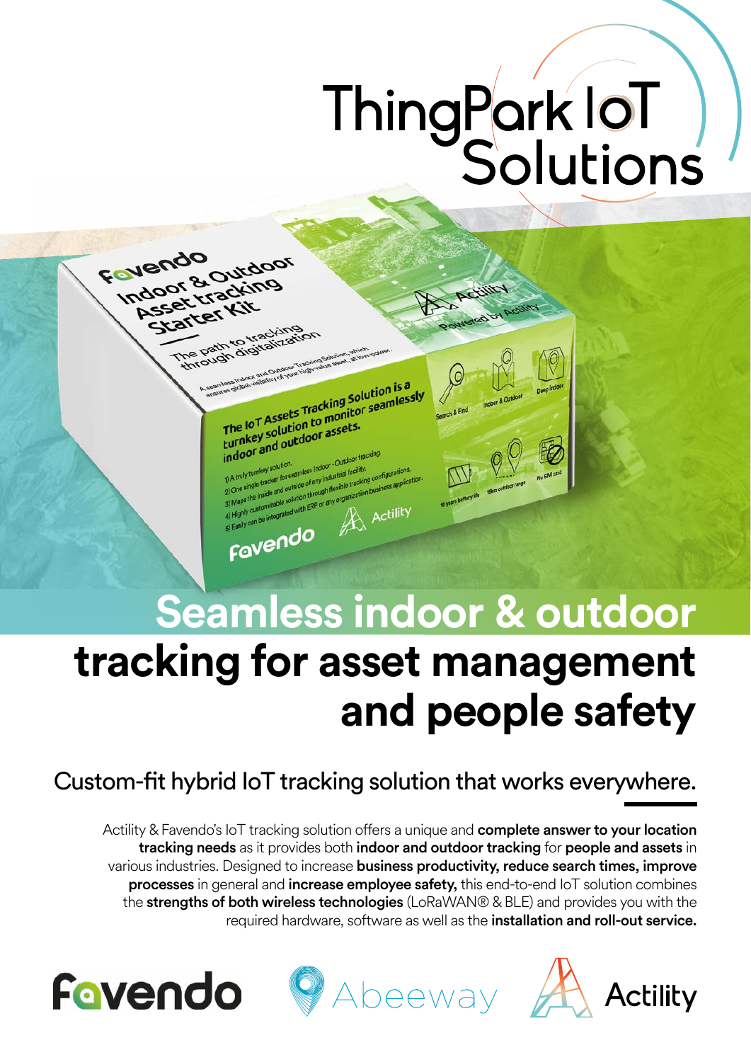# ThingPark IoT Solutions

## Seamless indoor & outdoor tracking for asset management and people safety

### Custom-fit hybrid IoT tracking solution that works everywhere.

Actility & Favendo's IoT tracking solution offers a unique and **complete answer to your location tracking needs** as it provides both **indoor and outdoor tracking** for **people and assets** in various industries. Designed to increase **business productivity, reduce search times, improve processes** in general and **increase employee safety,** this end-to-end IoT solution combines the **strengths of both wireless technologies** (LoRaWAN® & BLE) and provides you with the required hardware, software as well as the **installation and roll-out service.**

Favendo Abeeway Actility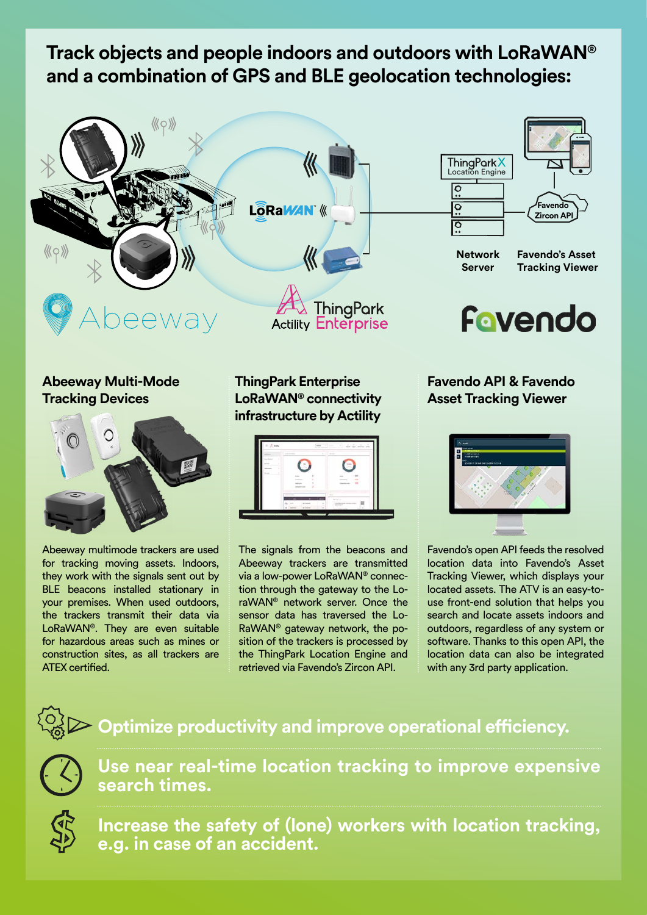# Track objects and people indoors and outdoors with LoRaWAN® and a combination of GPS and BLE geolocation technologies:

### Abeeway Multi-Mode Tracking Devices

Abeeway multimode trackers are used for tracking moving assets. Indoors, they work with the signals sent out by BLE beacons installed stationary in your premises. When used outdoors, the trackers transmit their data via LoRaWAN®. They are even suitable for hazardous areas such as mines or construction sites, as all trackers are ATEX certified.

### ThingPark Enterprise LoRaWAN® connectivity infrastructure by Actility

The signals from the beacons and Abeeway trackers are transmitted via a low-power LoRaWAN® connection through the gateway to the LoRaWAN® network server. Once the sensor data has traversed the LoRaWAN® gateway network, the position of the trackers is processed by the ThingPark Location Engine and retrieved via Favendo's Zircon API.

### Favendo API & Favendo Asset Tracking Viewer

Favendo's open API feeds the resolved location data into Favendo's Asset Tracking Viewer, which displays your located assets. The ATV is an easy-to-use front-end solution that helps you search and locate assets indoors and outdoors, regardless of any system or software. Thanks to this open API, the location data can also be integrated with any 3rd party application.

**Optimize productivity and improve operational efficiency.**

**Use near real-time location tracking to improve expensive search times.**

**Increase the safety of (lone) workers with location tracking, e.g. in case of an accident.**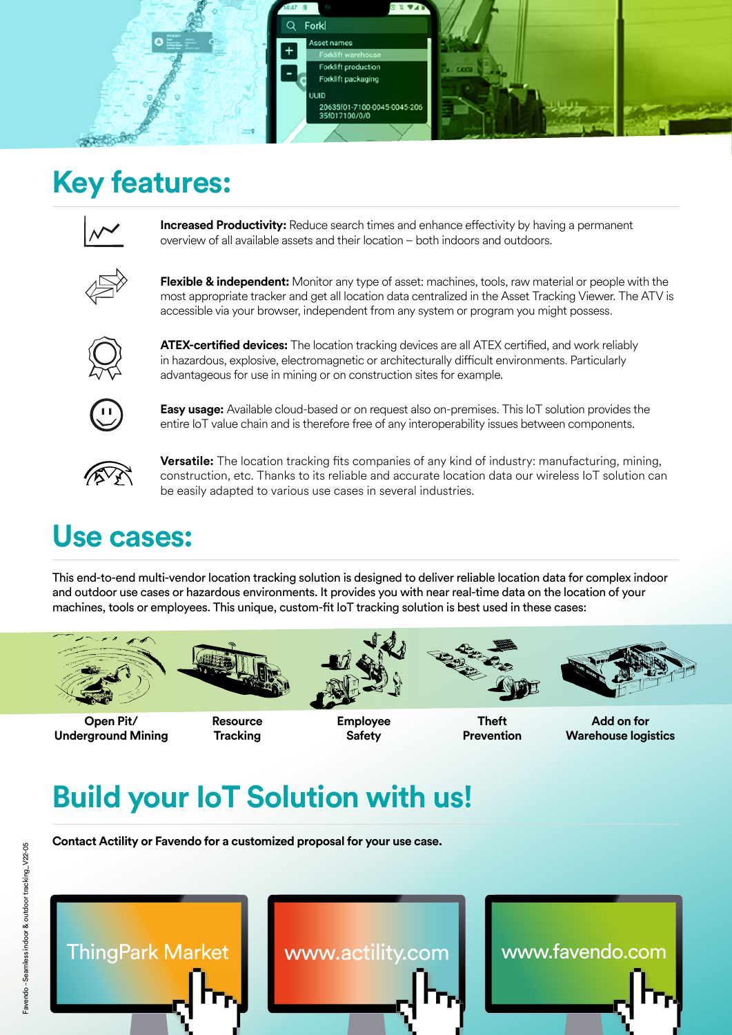## Key features:

**Increased Productivity:** Reduce search times and enhance effectivity by having a permanent overview of all available assets and their location – both indoors and outdoors.

**Flexible & independent:** Monitor any type of asset: machines, tools, raw material or people with the most appropriate tracker and get all location data centralized in the Asset Tracking Viewer. The ATV is accessible via your browser, independent from any system or program you might possess.

**ATEX-certified devices:** The location tracking devices are all ATEX certified, and work reliably in hazardous, explosive, electromagnetic or architecturally difficult environments. Particularly advantageous for use in mining or on construction sites for example.

**Easy usage:** Available cloud-based or on request also on-premises. This IoT solution provides the entire IoT value chain and is therefore free of any interoperability issues between components.

**Versatile:** The location tracking fits companies of any kind of industry: manufacturing, mining, construction, etc. Thanks to its reliable and accurate location data our wireless IoT solution can be easily adapted to various use cases in several industries.

## Use cases:

This end-to-end multi-vendor location tracking solution is designed to deliver reliable location data for complex indoor and outdoor use cases or hazardous environments. It provides you with near real-time data on the location of your machines, tools or employees. This unique, custom-fit IoT tracking solution is best used in these cases:

- Open Pit/ Underground Mining
- Resource Tracking
- Employee Safety
- Theft Prevention
- Add on for Warehouse logistics

## Build your IoT Solution with us!

**Contact Actility or Favendo for a customized proposal for your use case.**

ThingPark Market

www.actility.com

www.favendo.com

Favendo - Seamless indoor & outdoor tracking_V22-05